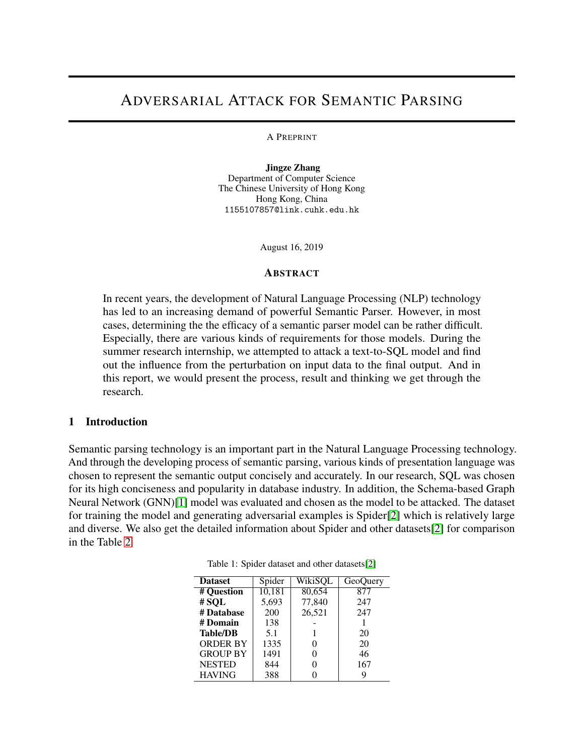# Adversarial Attack for Semantic Parsing

A Preprint

**Jingze Zhang**
Department of Computer Science
The Chinese University of Hong Kong
Hong Kong, China
1155107857@link.cuhk.edu.hk

August 16, 2019

## Abstract

In recent years, the development of Natural Language Processing (NLP) technology has led to an increasing demand of powerful Semantic Parser. However, in most cases, determining the the efficacy of a semantic parser model can be rather difficult. Especially, there are various kinds of requirements for those models. During the summer research internship, we attempted to attack a text-to-SQL model and find out the influence from the perturbation on input data to the final output. And in this report, we would present the process, result and thinking we get through the research.

## 1 Introduction

Semantic parsing technology is an important part in the Natural Language Processing technology. And through the developing process of semantic parsing, various kinds of presentation language was chosen to represent the semantic output concisely and accurately. In our research, SQL was chosen for its high conciseness and popularity in database industry. In addition, the Schema-based Graph Neural Network (GNN)[1] model was evaluated and chosen as the model to be attacked. The dataset for training the model and generating adversarial examples is Spider[2] which is relatively large and diverse. We also get the detailed information about Spider and other datasets[2] for comparison in the Table 2.

Table 1: Spider dataset and other datasets[2]

| Dataset | Spider | WikiSQL | GeoQuery |
|---|---|---|---|
| **# Question** | 10,181 | 80,654 | 877 |
| **# SQL** | 5,693 | 77,840 | 247 |
| **# Database** | 200 | 26,521 | 247 |
| **# Domain** | 138 | - | 1 |
| **Table/DB** | 5.1 | 1 | 20 |
| ORDER BY | 1335 | 0 | 20 |
| GROUP BY | 1491 | 0 | 46 |
| NESTED | 844 | 0 | 167 |
| HAVING | 388 | 0 | 9 |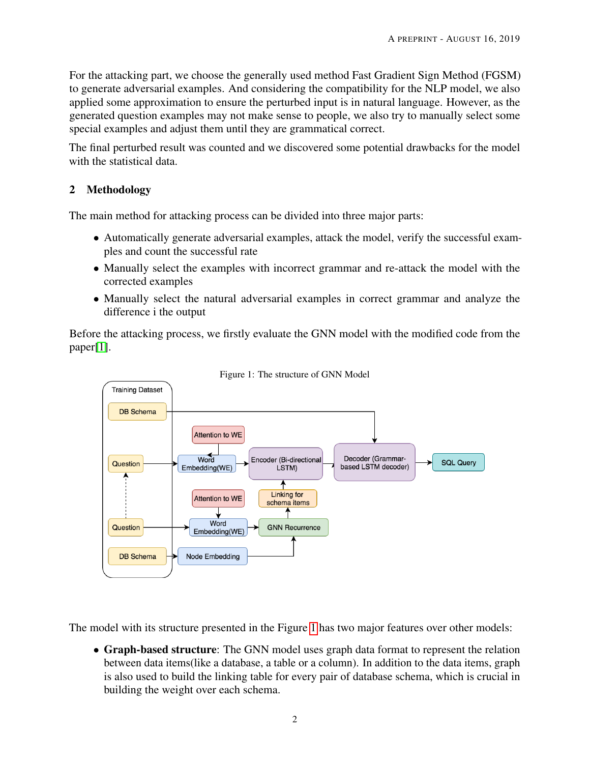For the attacking part, we choose the generally used method Fast Gradient Sign Method (FGSM) to generate adversarial examples. And considering the compatibility for the NLP model, we also applied some approximation to ensure the perturbed input is in natural language. However, as the generated question examples may not make sense to people, we also try to manually select some special examples and adjust them until they are grammatical correct.

The final perturbed result was counted and we discovered some potential drawbacks for the model with the statistical data.

## 2 Methodology

The main method for attacking process can be divided into three major parts:

- Automatically generate adversarial examples, attack the model, verify the successful examples and count the successful rate
- Manually select the examples with incorrect grammar and re-attack the model with the corrected examples
- Manually select the natural adversarial examples in correct grammar and analyze the difference i the output

Before the attacking process, we firstly evaluate the GNN model with the modified code from the paper[1].

Figure 1: The structure of GNN Model

The model with its structure presented in the Figure 1 has two major features over other models:

- **Graph-based structure**: The GNN model uses graph data format to represent the relation between data items(like a database, a table or a column). In addition to the data items, graph is also used to build the linking table for every pair of database schema, which is crucial in building the weight over each schema.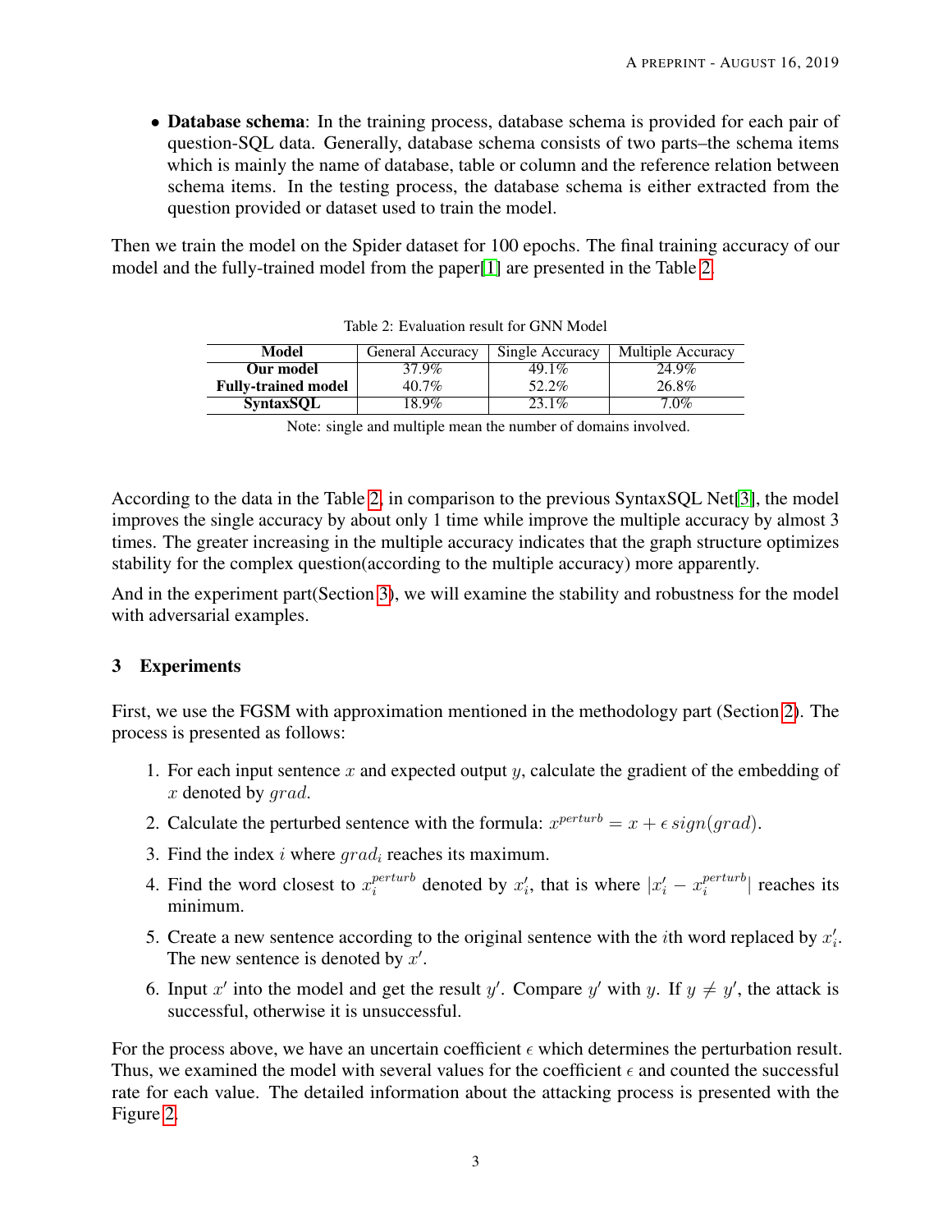- **Database schema**: In the training process, database schema is provided for each pair of question-SQL data. Generally, database schema consists of two parts–the schema items which is mainly the name of database, table or column and the reference relation between schema items. In the testing process, the database schema is either extracted from the question provided or dataset used to train the model.

Then we train the model on the Spider dataset for 100 epochs. The final training accuracy of our model and the fully-trained model from the paper[1] are presented in the Table 2.

Table 2: Evaluation result for GNN Model

| Model | General Accuracy | Single Accuracy | Multiple Accuracy |
|---|---|---|---|
| **Our model** | 37.9% | 49.1% | 24.9% |
| **Fully-trained model** | 40.7% | 52.2% | 26.8% |
| **SyntaxSQL** | 18.9% | 23.1% | 7.0% |

Note: single and multiple mean the number of domains involved.

According to the data in the Table 2, in comparison to the previous SyntaxSQL Net[3], the model improves the single accuracy by about only 1 time while improve the multiple accuracy by almost 3 times. The greater increasing in the multiple accuracy indicates that the graph structure optimizes stability for the complex question(according to the multiple accuracy) more apparently.

And in the experiment part(Section 3), we will examine the stability and robustness for the model with adversarial examples.

## 3 Experiments

First, we use the FGSM with approximation mentioned in the methodology part (Section 2). The process is presented as follows:

1. For each input sentence $x$ and expected output $y$, calculate the gradient of the embedding of $x$ denoted by $grad$.
2. Calculate the perturbed sentence with the formula: $x^{perturb} = x + \epsilon\, sign(grad)$.
3. Find the index $i$ where $grad_i$ reaches its maximum.
4. Find the word closest to $x_i^{perturb}$ denoted by $x_i'$, that is where $|x_i' - x_i^{perturb}|$ reaches its minimum.
5. Create a new sentence according to the original sentence with the $i$th word replaced by $x_i'$. The new sentence is denoted by $x'$.
6. Input $x'$ into the model and get the result $y'$. Compare $y'$ with $y$. If $y \neq y'$, the attack is successful, otherwise it is unsuccessful.

For the process above, we have an uncertain coefficient $\epsilon$ which determines the perturbation result. Thus, we examined the model with several values for the coefficient $\epsilon$ and counted the successful rate for each value. The detailed information about the attacking process is presented with the Figure 2.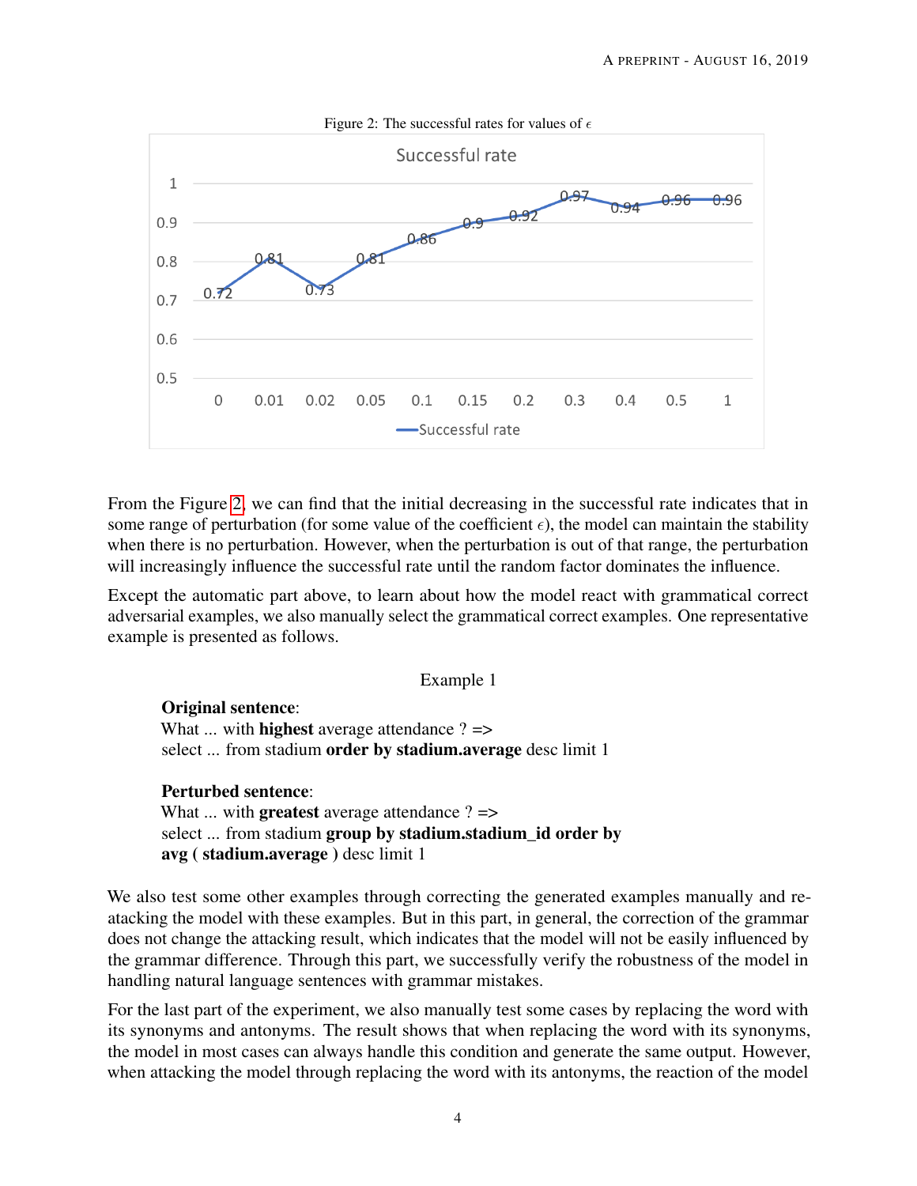Figure 2: The successful rates for values of $\epsilon$

From the Figure 2, we can find that the initial decreasing in the successful rate indicates that in some range of perturbation (for some value of the coefficient $\epsilon$), the model can maintain the stability when there is no perturbation. However, when the perturbation is out of that range, the perturbation will increasingly influence the successful rate until the random factor dominates the influence.

Except the automatic part above, to learn about how the model react with grammatical correct adversarial examples, we also manually select the grammatical correct examples. One representative example is presented as follows.

Example 1

**Original sentence**:
What ... with **highest** average attendance ? =>
select ... from stadium **order by stadium.average** desc limit 1

**Perturbed sentence**:
What ... with **greatest** average attendance ? =>
select ... from stadium **group by stadium.stadium_id order by avg ( stadium.average )** desc limit 1

We also test some other examples through correcting the generated examples manually and re-atacking the model with these examples. But in this part, in general, the correction of the grammar does not change the attacking result, which indicates that the model will not be easily influenced by the grammar difference. Through this part, we successfully verify the robustness of the model in handling natural language sentences with grammar mistakes.

For the last part of the experiment, we also manually test some cases by replacing the word with its synonyms and antonyms. The result shows that when replacing the word with its synonyms, the model in most cases can always handle this condition and generate the same output. However, when attacking the model through replacing the word with its antonyms, the reaction of the model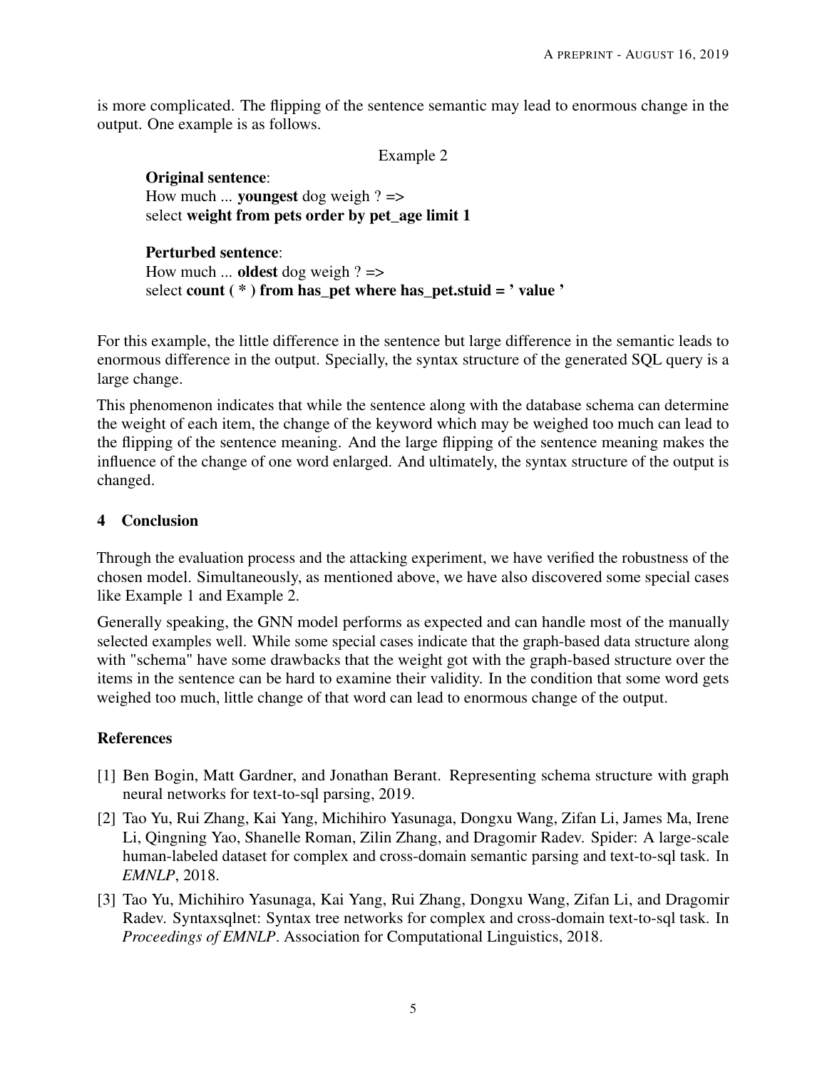is more complicated. The flipping of the sentence semantic may lead to enormous change in the output. One example is as follows.

Example 2

**Original sentence**:
How much ... **youngest** dog weigh ? =>
select **weight from pets order by pet_age limit 1**

**Perturbed sentence**:
How much ... **oldest** dog weigh ? =>
select **count ( * ) from has_pet where has_pet.stuid = ' value '**

For this example, the little difference in the sentence but large difference in the semantic leads to enormous difference in the output. Specially, the syntax structure of the generated SQL query is a large change.

This phenomenon indicates that while the sentence along with the database schema can determine the weight of each item, the change of the keyword which may be weighed too much can lead to the flipping of the sentence meaning. And the large flipping of the sentence meaning makes the influence of the change of one word enlarged. And ultimately, the syntax structure of the output is changed.

## 4 Conclusion

Through the evaluation process and the attacking experiment, we have verified the robustness of the chosen model. Simultaneously, as mentioned above, we have also discovered some special cases like Example 1 and Example 2.

Generally speaking, the GNN model performs as expected and can handle most of the manually selected examples well. While some special cases indicate that the graph-based data structure along with "schema" have some drawbacks that the weight got with the graph-based structure over the items in the sentence can be hard to examine their validity. In the condition that some word gets weighed too much, little change of that word can lead to enormous change of the output.

## References

[1] Ben Bogin, Matt Gardner, and Jonathan Berant. Representing schema structure with graph neural networks for text-to-sql parsing, 2019.

[2] Tao Yu, Rui Zhang, Kai Yang, Michihiro Yasunaga, Dongxu Wang, Zifan Li, James Ma, Irene Li, Qingning Yao, Shanelle Roman, Zilin Zhang, and Dragomir Radev. Spider: A large-scale human-labeled dataset for complex and cross-domain semantic parsing and text-to-sql task. In *EMNLP*, 2018.

[3] Tao Yu, Michihiro Yasunaga, Kai Yang, Rui Zhang, Dongxu Wang, Zifan Li, and Dragomir Radev. Syntaxsqlnet: Syntax tree networks for complex and cross-domain text-to-sql task. In *Proceedings of EMNLP*. Association for Computational Linguistics, 2018.